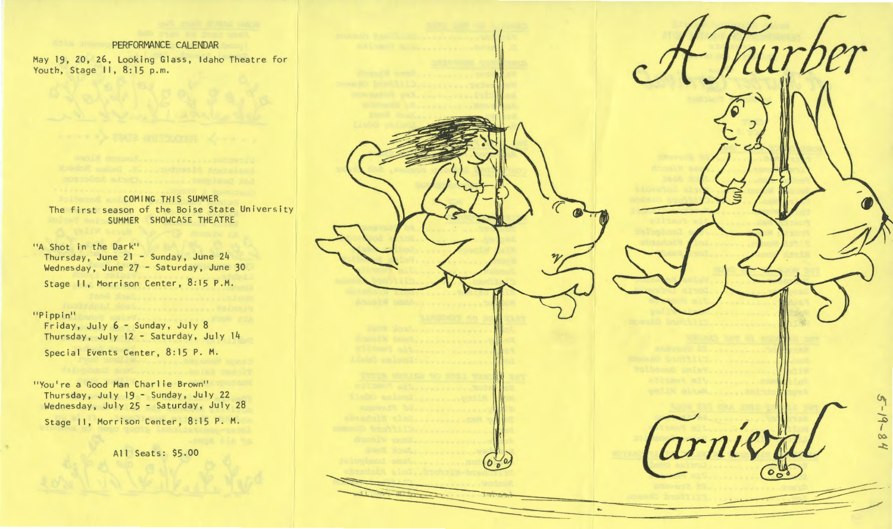PERFORMANCE CALENDAR

May 19, 20, 26, Looking Glass, Idaho Theatre for Youth, Stage II, 8:15 p.m.

COMING THIS SUMMER

The first season of the Boise State University SUMMER SHOWCASE THEATRE

"A Shot in the Dark"
Thursday, June 21 - Sunday, June 24
Wednesday, June 27 - Saturday, June 30
Stage II, Morrison Center, 8:15 P.M.

"Pippin"
Friday, July 6 - Sunday, July 8
Thursday, July 12 - Saturday, July 14
Special Events Center, 8:15 P. M.

"You're a Good Man Charlie Brown"
Thursday, July 19 - Sunday, July 22
Wednesday, July 25 - Saturday, July 28
Stage II, Morrison Center, 8:15 P. M.

All Seats: $5.00

# A Thurber Carnival

5-19-84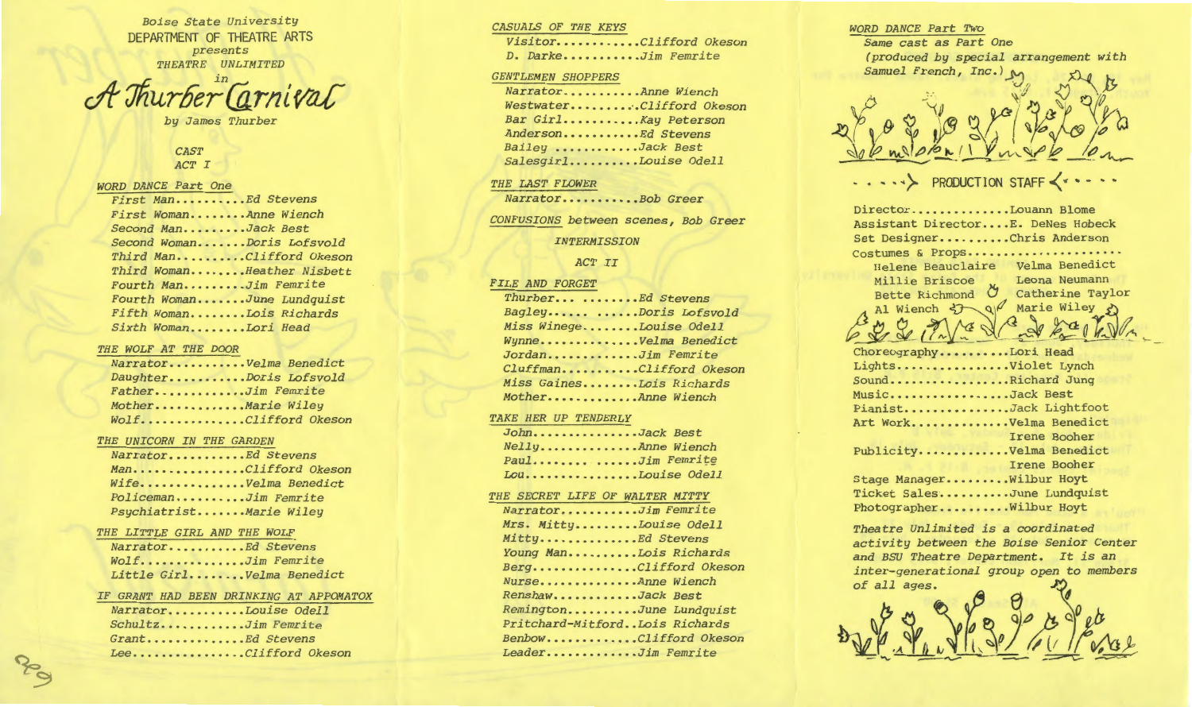Boise State University
DEPARTMENT OF THEATRE ARTS
*presents*
*THEATRE UNLIMITED*
*in*

# A Thurber Carnival

*by James Thurber*

## CAST

### ACT I

**WORD DANCE Part One**

First Man..........Ed Stevens
First Woman........Anne Wiench
Second Man.........Jack Best
Second Woman.......Doris Lofsvold
Third Man..........Clifford Okeson
Third Woman........Heather Nisbett
Fourth Man.........Jim Femrite
Fourth Woman.......June Lundquist
Fifth Woman........Lois Richards
Sixth Woman........Lori Head

**THE WOLF AT THE DOOR**

Narrator...........Velma Benedict
Daughter...........Doris Lofsvold
Father.............Jim Femrite
Mother.............Marie Wiley
Wolf...............Clifford Okeson

**THE UNICORN IN THE GARDEN**

Narrator...........Ed Stevens
Man................Clifford Okeson
Wife...............Velma Benedict
Policeman..........Jim Femrite
Psychiatrist.......Marie Wiley

**THE LITTLE GIRL AND THE WOLF**

Narrator...........Ed Stevens
Wolf...............Jim Femrite
Little Girl........Velma Benedict

**IF GRANT HAD BEEN DRINKING AT APPOMATOX**

Narrator...........Louise Odell
Schultz............Jim Femrite
Grant..............Ed Stevens
Lee................Clifford Okeson

**CASUALS OF THE KEYS**

Visitor............Clifford Okeson
D. Darke...........Jim Femrite

**GENTLEMEN SHOPPERS**

Narrator...........Anne Wiench
Westwater..........Clifford Okeson
Bar Girl...........Kay Peterson
Anderson...........Ed Stevens
Bailey ............Jack Best
Salesgirl..........Louise Odell

**THE LAST FLOWER**

Narrator...........Bob Greer

**CONFUSIONS** between scenes, Bob Greer

*INTERMISSION*

### ACT II

**FILE AND FORGET**

Thurber... ........Ed Stevens
Bagley...... ......Doris Lofsvold
Miss Winege........Louise Odell
Wynne..............Velma Benedict
Jordan.............Jim Femrite
Cluffman...........Clifford Okeson
Miss Gaines........Lois Richards
Mother.............Anne Wiench

**TAKE HER UP TENDERLY**

John...............Jack Best
Nelly..............Anne Wiench
Paul........ ......Jim Femrite
Lou................Louise Odell

**THE SECRET LIFE OF WALTER MITTY**

Narrator...........Jim Femrite
Mrs. Mitty.........Louise Odell
Mitty..............Ed Stevens
Young Man..........Lois Richards
Berg...............Clifford Okeson
Nurse..............Anne Wiench
Renshaw............Jack Best
Remington..........June Lundquist
Pritchard-Mitford..Lois Richards
Benbow.............Clifford Okeson
Leader.............Jim Femrite

**WORD DANCE Part Two**

Same cast as Part One
(produced by special arrangement with Samuel French, Inc.)

## PRODUCTION STAFF

Director..............Louann Blome
Assistant Director....E. DeNes Hobeck
Set Designer..........Chris Anderson
Costumes & Props......................
Helene Beauclaire, Velma Benedict, Millie Briscoe, Leona Neumann, Bette Richmond, Catherine Taylor, Al Wiench, Marie Wiley
Choreography..........Lori Head
Lights................Violet Lynch
Sound.................Richard Jung
Music.................Jack Best
Pianist...............Jack Lightfoot
Art Work..............Velma Benedict, Irene Booher
Publicity.............Velma Benedict, Irene Booher
Stage Manager.........Wilbur Hoyt
Ticket Sales..........June Lundquist
Photographer..........Wilbur Hoyt

*Theatre Unlimited is a coordinated activity between the Boise Senior Center and BSU Theatre Department. It is an inter-generational group open to members of all ages.*